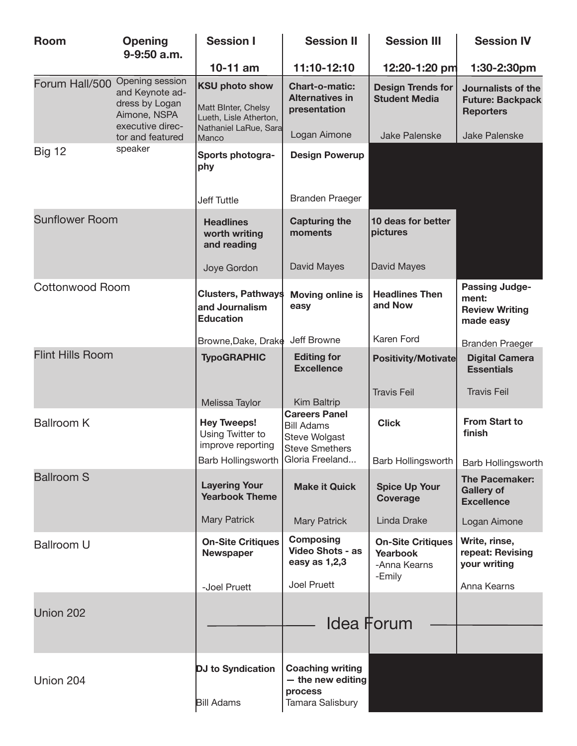| Room | Opening 9-9:50 a.m. | Session I 10-11 am | Session II 11:10-12:10 | Session III 12:20-1:20 pm | Session IV 1:30-2:30pm |
|---|---|---|---|---|---|
| Forum Hall/500 | Opening session and Keynote address by Logan Aimone, NSPA executive director and featured speaker | **KSU photo show** Matt BInter, Chelsy Lueth, Lisle Atherton, Nathaniel LaRue, Sara Manco | **Chart-o-matic: Alternatives in presentation** Logan Aimone | **Design Trends for Student Media** Jake Palenske | **Journalists of the Future: Backpack Reporters** Jake Palenske |
| Big 12 | | **Sports photography** Jeff Tuttle | **Design Powerup** Branden Praeger | | |
| Sunflower Room | | **Headlines worth writing and reading** Joye Gordon | **Capturing the moments** David Mayes | **10 deas for better pictures** David Mayes | |
| Cottonwood Room | | **Clusters, Pathways and Journalism Education** Browne,Dake, Drake | **Moving online is easy** Jeff Browne | **Headlines Then and Now** Karen Ford | **Passing Judgement: Review Writing made easy** Branden Praeger |
| Flint Hills Room | | **TypoGRAPHIC** Melissa Taylor | **Editing for Excellence** Kim Baltrip | **Positivity/Motivate** Travis Feil | **Digital Camera Essentials** Travis Feil |
| Ballroom K | | **Hey Tweeps!** Using Twitter to improve reporting Barb Hollingsworth | **Careers Panel** Bill Adams, Steve Wolgast, Steve Smethers, Gloria Freeland... | **Click** Barb Hollingsworth | **From Start to finish** Barb Hollingsworth |
| Ballroom S | | **Layering Your Yearbook Theme** Mary Patrick | **Make it Quick** Mary Patrick | **Spice Up Your Coverage** Linda Drake | **The Pacemaker: Gallery of Excellence** Logan Aimone |
| Ballroom U | | **On-Site Critiques Newspaper** -Joel Pruett | **Composing Video Shots - as easy as 1,2,3** Joel Pruett | **On-Site Critiques Yearbook** -Anna Kearns -Emily | **Write, rinse, repeat: Revising your writing** Anna Kearns |
| Union 202 | | Idea Forum | Idea Forum | Idea Forum | Idea Forum |
| Union 204 | | **DJ to Syndication** Bill Adams | **Coaching writing — the new editing process** Tamara Salisbury | | |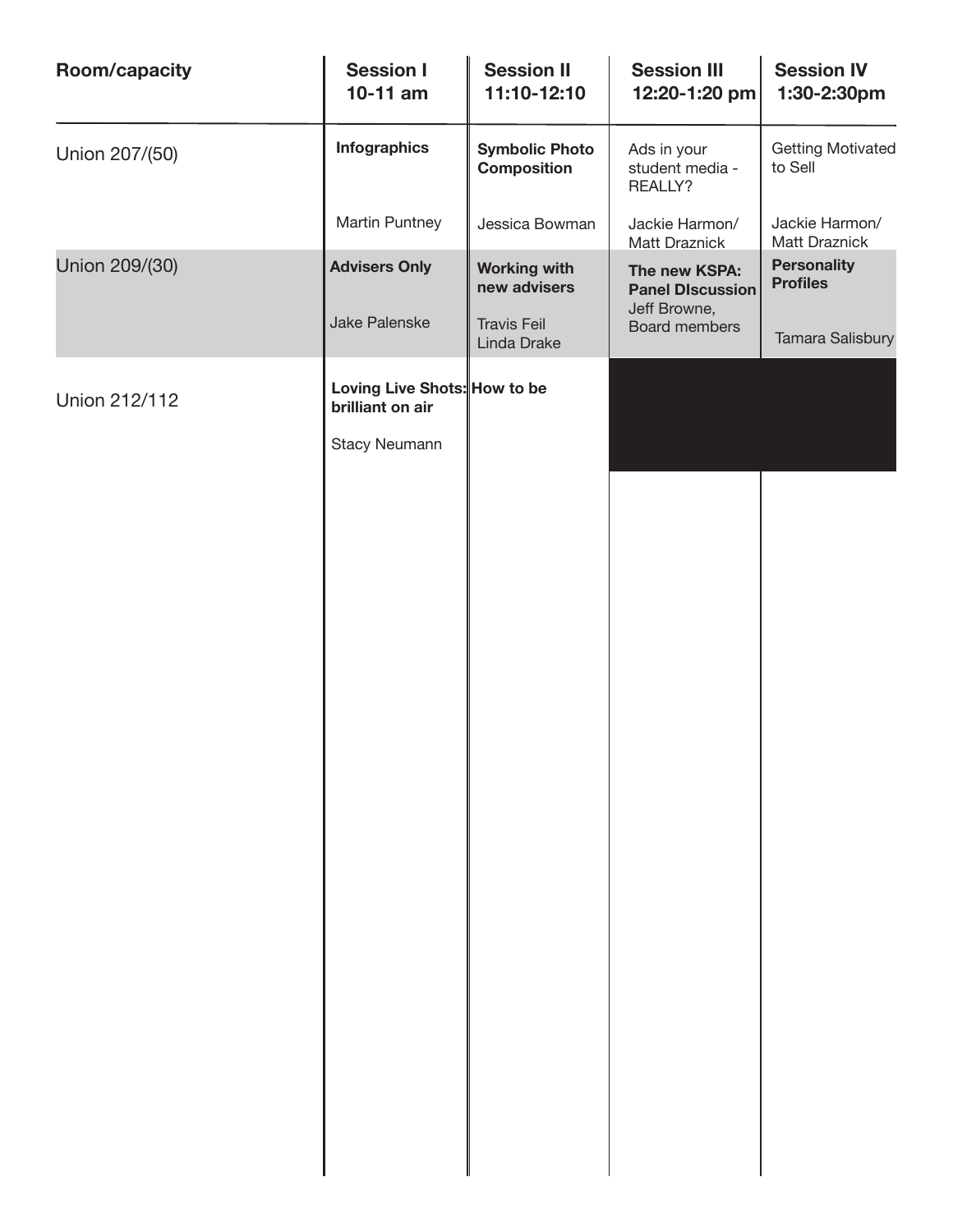| Room/capacity | Session I 10-11 am | Session II 11:10-12:10 | Session III 12:20-1:20 pm | Session IV 1:30-2:30pm |
|---|---|---|---|---|
| Union 207/(50) | **Infographics** Martin Puntney | **Symbolic Photo Composition** Jessica Bowman | Ads in your student media - REALLY? Jackie Harmon/ Matt Draznick | Getting Motivated to Sell Jackie Harmon/ Matt Draznick |
| Union 209/(30) | **Advisers Only** Jake Palenske | **Working with new advisers** Travis Feil Linda Drake | **The new KSPA: Panel DIscussion** Jeff Browne, Board members | **Personality Profiles** Tamara Salisbury |
| Union 212/112 | **Loving Live Shots: How to be brilliant on air** Stacy Neumann | | | |